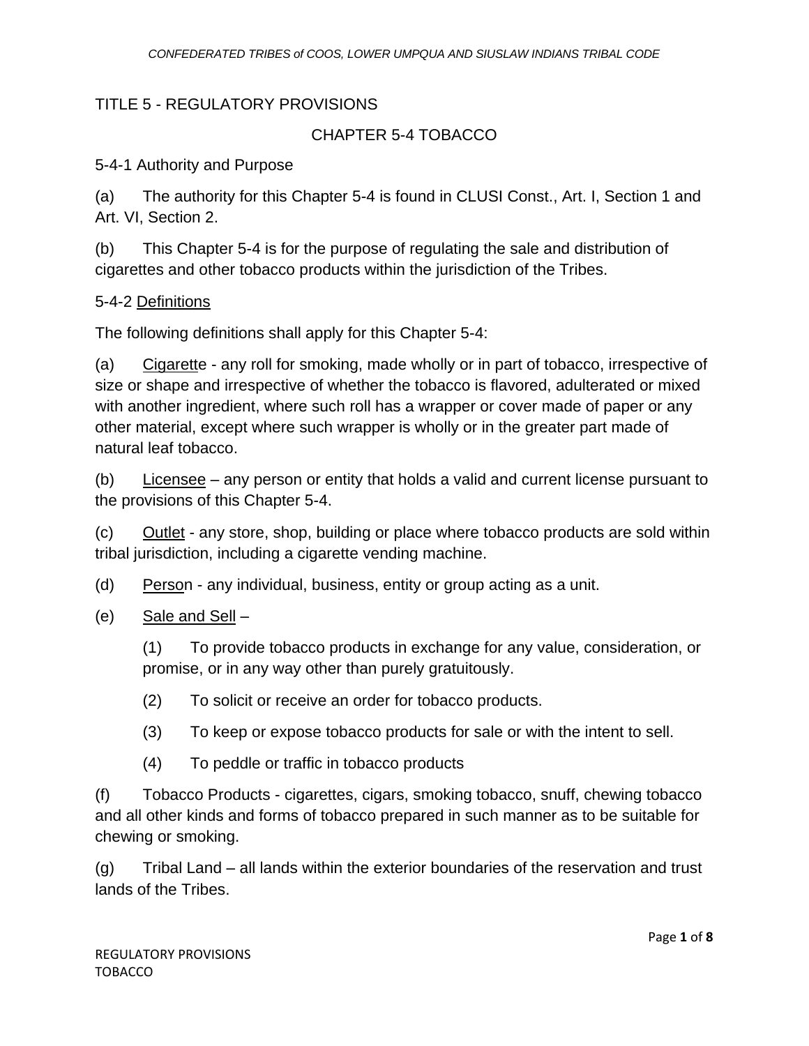# TITLE 5 - REGULATORY PROVISIONS

## CHAPTER 5-4 TOBACCO

### 5-4-1 Authority and Purpose

(a) The authority for this Chapter 5-4 is found in CLUSI Const., Art. I, Section 1 and Art. VI, Section 2.

(b) This Chapter 5-4 is for the purpose of regulating the sale and distribution of cigarettes and other tobacco products within the jurisdiction of the Tribes.

### 5-4-2 Definitions

The following definitions shall apply for this Chapter 5-4:

(a) Cigarette - any roll for smoking, made wholly or in part of tobacco, irrespective of size or shape and irrespective of whether the tobacco is flavored, adulterated or mixed with another ingredient, where such roll has a wrapper or cover made of paper or any other material, except where such wrapper is wholly or in the greater part made of natural leaf tobacco.

(b) Licensee – any person or entity that holds a valid and current license pursuant to the provisions of this Chapter 5-4.

(c) Outlet - any store, shop, building or place where tobacco products are sold within tribal jurisdiction, including a cigarette vending machine.

(d) Person - any individual, business, entity or group acting as a unit.

(e) Sale and Sell –

> (1) To provide tobacco products in exchange for any value, consideration, or promise, or in any way other than purely gratuitously.
>
> (2) To solicit or receive an order for tobacco products.
>
> (3) To keep or expose tobacco products for sale or with the intent to sell.
>
> (4) To peddle or traffic in tobacco products

(f) Tobacco Products - cigarettes, cigars, smoking tobacco, snuff, chewing tobacco and all other kinds and forms of tobacco prepared in such manner as to be suitable for chewing or smoking.

(g) Tribal Land – all lands within the exterior boundaries of the reservation and trust lands of the Tribes.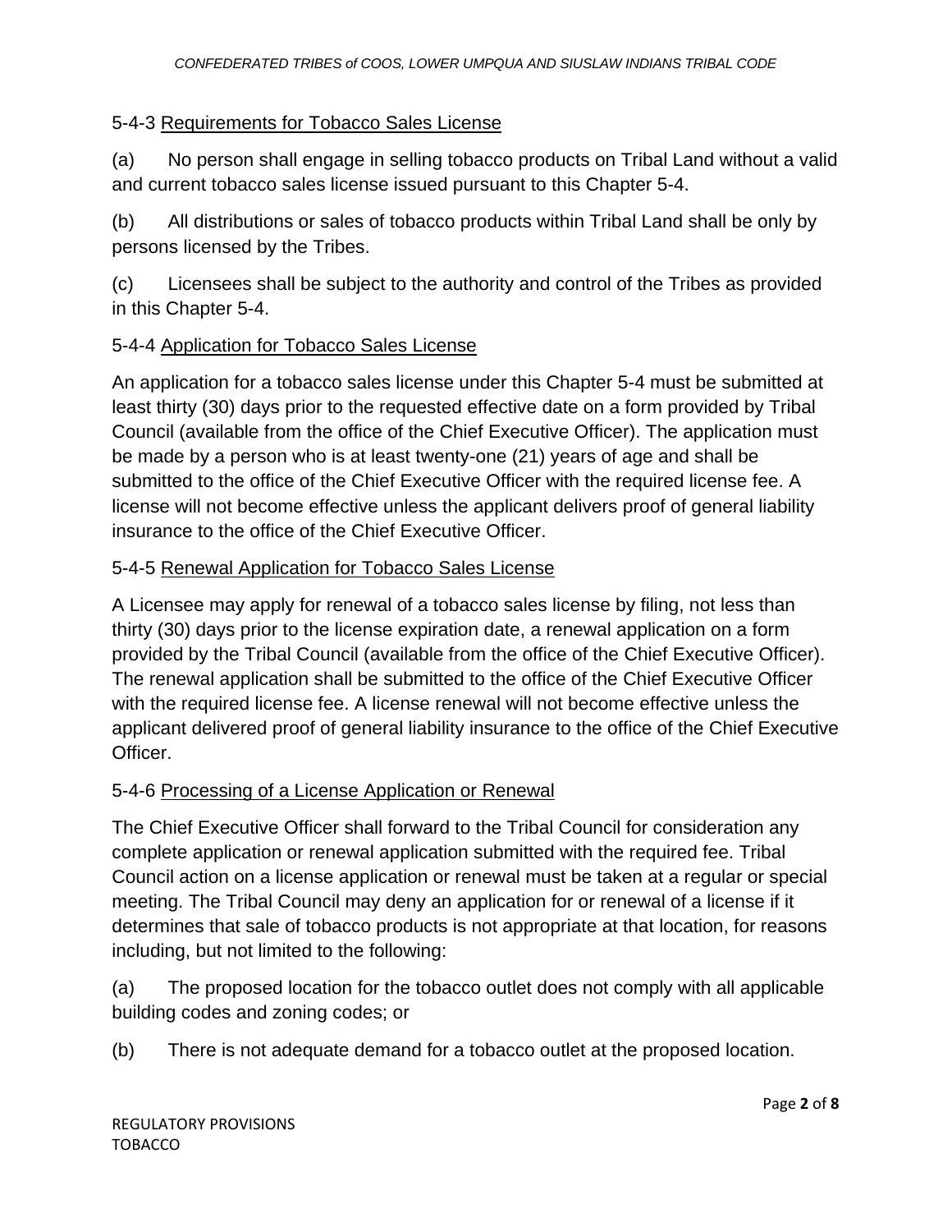5-4-3 Requirements for Tobacco Sales License

(a) No person shall engage in selling tobacco products on Tribal Land without a valid and current tobacco sales license issued pursuant to this Chapter 5-4.

(b) All distributions or sales of tobacco products within Tribal Land shall be only by persons licensed by the Tribes.

(c) Licensees shall be subject to the authority and control of the Tribes as provided in this Chapter 5-4.

5-4-4 Application for Tobacco Sales License

An application for a tobacco sales license under this Chapter 5-4 must be submitted at least thirty (30) days prior to the requested effective date on a form provided by Tribal Council (available from the office of the Chief Executive Officer). The application must be made by a person who is at least twenty-one (21) years of age and shall be submitted to the office of the Chief Executive Officer with the required license fee. A license will not become effective unless the applicant delivers proof of general liability insurance to the office of the Chief Executive Officer.

5-4-5 Renewal Application for Tobacco Sales License

A Licensee may apply for renewal of a tobacco sales license by filing, not less than thirty (30) days prior to the license expiration date, a renewal application on a form provided by the Tribal Council (available from the office of the Chief Executive Officer). The renewal application shall be submitted to the office of the Chief Executive Officer with the required license fee. A license renewal will not become effective unless the applicant delivered proof of general liability insurance to the office of the Chief Executive Officer.

5-4-6 Processing of a License Application or Renewal

The Chief Executive Officer shall forward to the Tribal Council for consideration any complete application or renewal application submitted with the required fee. Tribal Council action on a license application or renewal must be taken at a regular or special meeting. The Tribal Council may deny an application for or renewal of a license if it determines that sale of tobacco products is not appropriate at that location, for reasons including, but not limited to the following:

(a) The proposed location for the tobacco outlet does not comply with all applicable building codes and zoning codes; or

(b) There is not adequate demand for a tobacco outlet at the proposed location.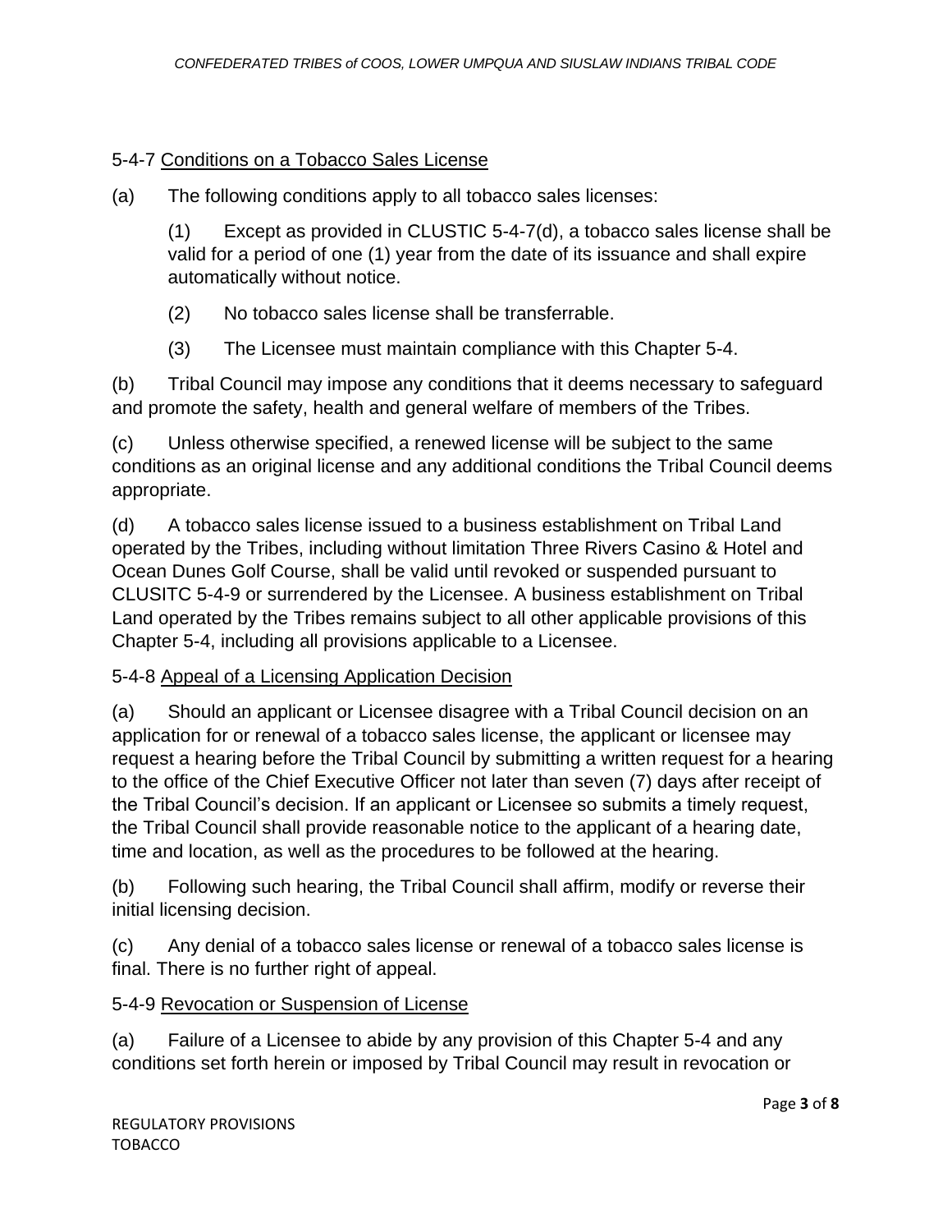5-4-7 Conditions on a Tobacco Sales License

(a) The following conditions apply to all tobacco sales licenses:

(1) Except as provided in CLUSTIC 5-4-7(d), a tobacco sales license shall be valid for a period of one (1) year from the date of its issuance and shall expire automatically without notice.

(2) No tobacco sales license shall be transferrable.

(3) The Licensee must maintain compliance with this Chapter 5-4.

(b) Tribal Council may impose any conditions that it deems necessary to safeguard and promote the safety, health and general welfare of members of the Tribes.

(c) Unless otherwise specified, a renewed license will be subject to the same conditions as an original license and any additional conditions the Tribal Council deems appropriate.

(d) A tobacco sales license issued to a business establishment on Tribal Land operated by the Tribes, including without limitation Three Rivers Casino & Hotel and Ocean Dunes Golf Course, shall be valid until revoked or suspended pursuant to CLUSITC 5-4-9 or surrendered by the Licensee. A business establishment on Tribal Land operated by the Tribes remains subject to all other applicable provisions of this Chapter 5-4, including all provisions applicable to a Licensee.

5-4-8 Appeal of a Licensing Application Decision

(a) Should an applicant or Licensee disagree with a Tribal Council decision on an application for or renewal of a tobacco sales license, the applicant or licensee may request a hearing before the Tribal Council by submitting a written request for a hearing to the office of the Chief Executive Officer not later than seven (7) days after receipt of the Tribal Council's decision. If an applicant or Licensee so submits a timely request, the Tribal Council shall provide reasonable notice to the applicant of a hearing date, time and location, as well as the procedures to be followed at the hearing.

(b) Following such hearing, the Tribal Council shall affirm, modify or reverse their initial licensing decision.

(c) Any denial of a tobacco sales license or renewal of a tobacco sales license is final. There is no further right of appeal.

5-4-9 Revocation or Suspension of License

(a) Failure of a Licensee to abide by any provision of this Chapter 5-4 and any conditions set forth herein or imposed by Tribal Council may result in revocation or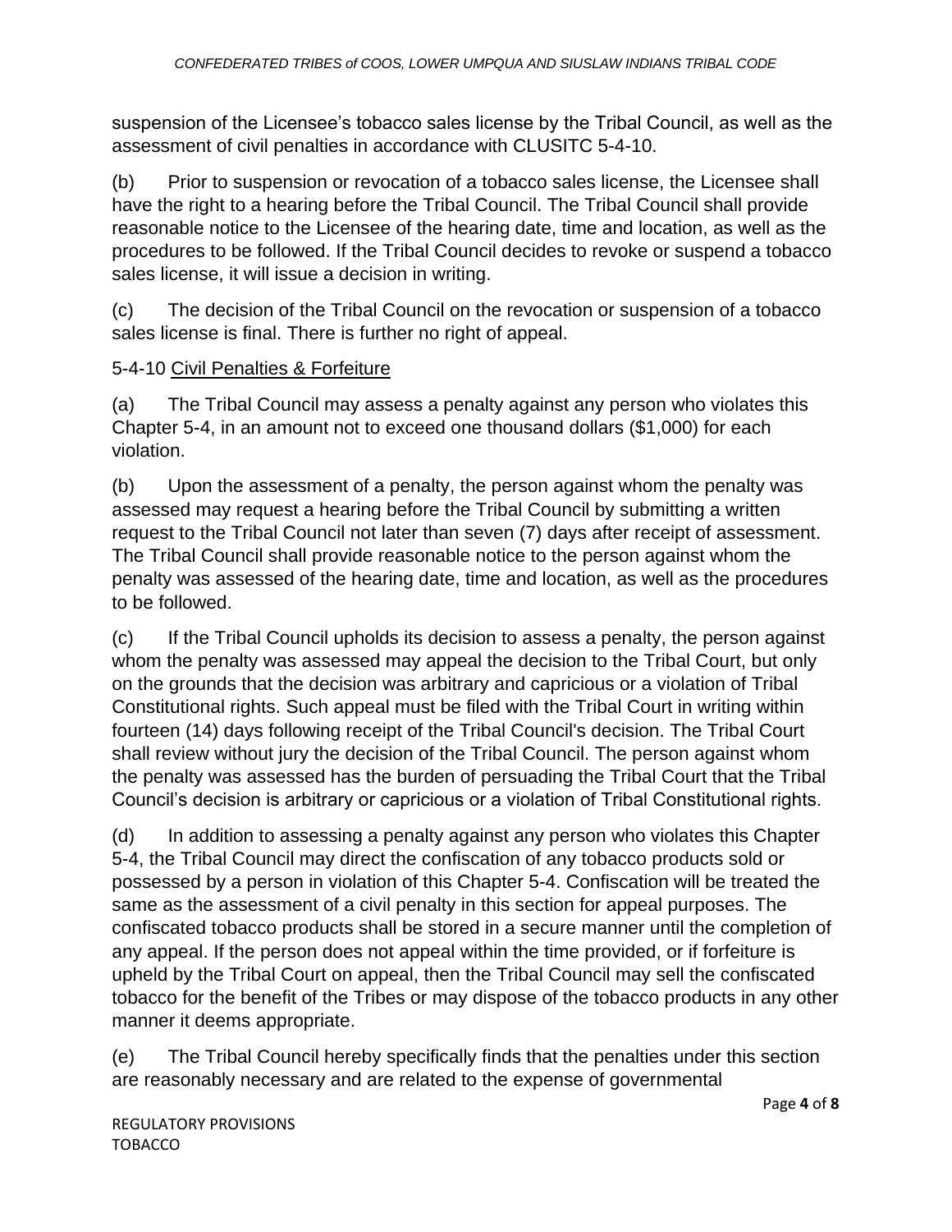suspension of the Licensee's tobacco sales license by the Tribal Council, as well as the assessment of civil penalties in accordance with CLUSITC 5-4-10.

(b) Prior to suspension or revocation of a tobacco sales license, the Licensee shall have the right to a hearing before the Tribal Council. The Tribal Council shall provide reasonable notice to the Licensee of the hearing date, time and location, as well as the procedures to be followed. If the Tribal Council decides to revoke or suspend a tobacco sales license, it will issue a decision in writing.

(c) The decision of the Tribal Council on the revocation or suspension of a tobacco sales license is final. There is further no right of appeal.

5-4-10 <u>Civil Penalties & Forfeiture</u>

(a) The Tribal Council may assess a penalty against any person who violates this Chapter 5-4, in an amount not to exceed one thousand dollars ($1,000) for each violation.

(b) Upon the assessment of a penalty, the person against whom the penalty was assessed may request a hearing before the Tribal Council by submitting a written request to the Tribal Council not later than seven (7) days after receipt of assessment. The Tribal Council shall provide reasonable notice to the person against whom the penalty was assessed of the hearing date, time and location, as well as the procedures to be followed.

(c) If the Tribal Council upholds its decision to assess a penalty, the person against whom the penalty was assessed may appeal the decision to the Tribal Court, but only on the grounds that the decision was arbitrary and capricious or a violation of Tribal Constitutional rights. Such appeal must be filed with the Tribal Court in writing within fourteen (14) days following receipt of the Tribal Council's decision. The Tribal Court shall review without jury the decision of the Tribal Council. The person against whom the penalty was assessed has the burden of persuading the Tribal Court that the Tribal Council's decision is arbitrary or capricious or a violation of Tribal Constitutional rights.

(d) In addition to assessing a penalty against any person who violates this Chapter 5-4, the Tribal Council may direct the confiscation of any tobacco products sold or possessed by a person in violation of this Chapter 5-4. Confiscation will be treated the same as the assessment of a civil penalty in this section for appeal purposes. The confiscated tobacco products shall be stored in a secure manner until the completion of any appeal. If the person does not appeal within the time provided, or if forfeiture is upheld by the Tribal Court on appeal, then the Tribal Council may sell the confiscated tobacco for the benefit of the Tribes or may dispose of the tobacco products in any other manner it deems appropriate.

(e) The Tribal Council hereby specifically finds that the penalties under this section are reasonably necessary and are related to the expense of governmental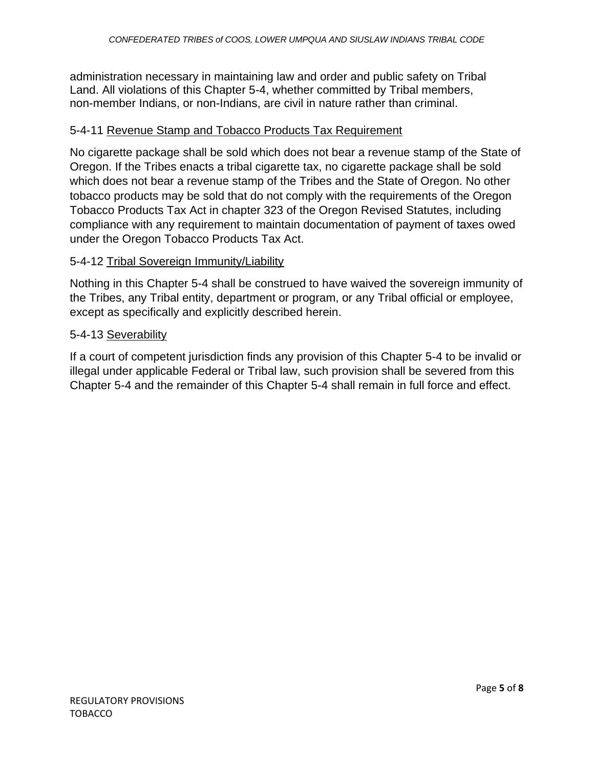administration necessary in maintaining law and order and public safety on Tribal Land. All violations of this Chapter 5-4, whether committed by Tribal members, non-member Indians, or non-Indians, are civil in nature rather than criminal.

### 5-4-11 Revenue Stamp and Tobacco Products Tax Requirement

No cigarette package shall be sold which does not bear a revenue stamp of the State of Oregon. If the Tribes enacts a tribal cigarette tax, no cigarette package shall be sold which does not bear a revenue stamp of the Tribes and the State of Oregon. No other tobacco products may be sold that do not comply with the requirements of the Oregon Tobacco Products Tax Act in chapter 323 of the Oregon Revised Statutes, including compliance with any requirement to maintain documentation of payment of taxes owed under the Oregon Tobacco Products Tax Act.

### 5-4-12 Tribal Sovereign Immunity/Liability

Nothing in this Chapter 5-4 shall be construed to have waived the sovereign immunity of the Tribes, any Tribal entity, department or program, or any Tribal official or employee, except as specifically and explicitly described herein.

### 5-4-13 Severability

If a court of competent jurisdiction finds any provision of this Chapter 5-4 to be invalid or illegal under applicable Federal or Tribal law, such provision shall be severed from this Chapter 5-4 and the remainder of this Chapter 5-4 shall remain in full force and effect.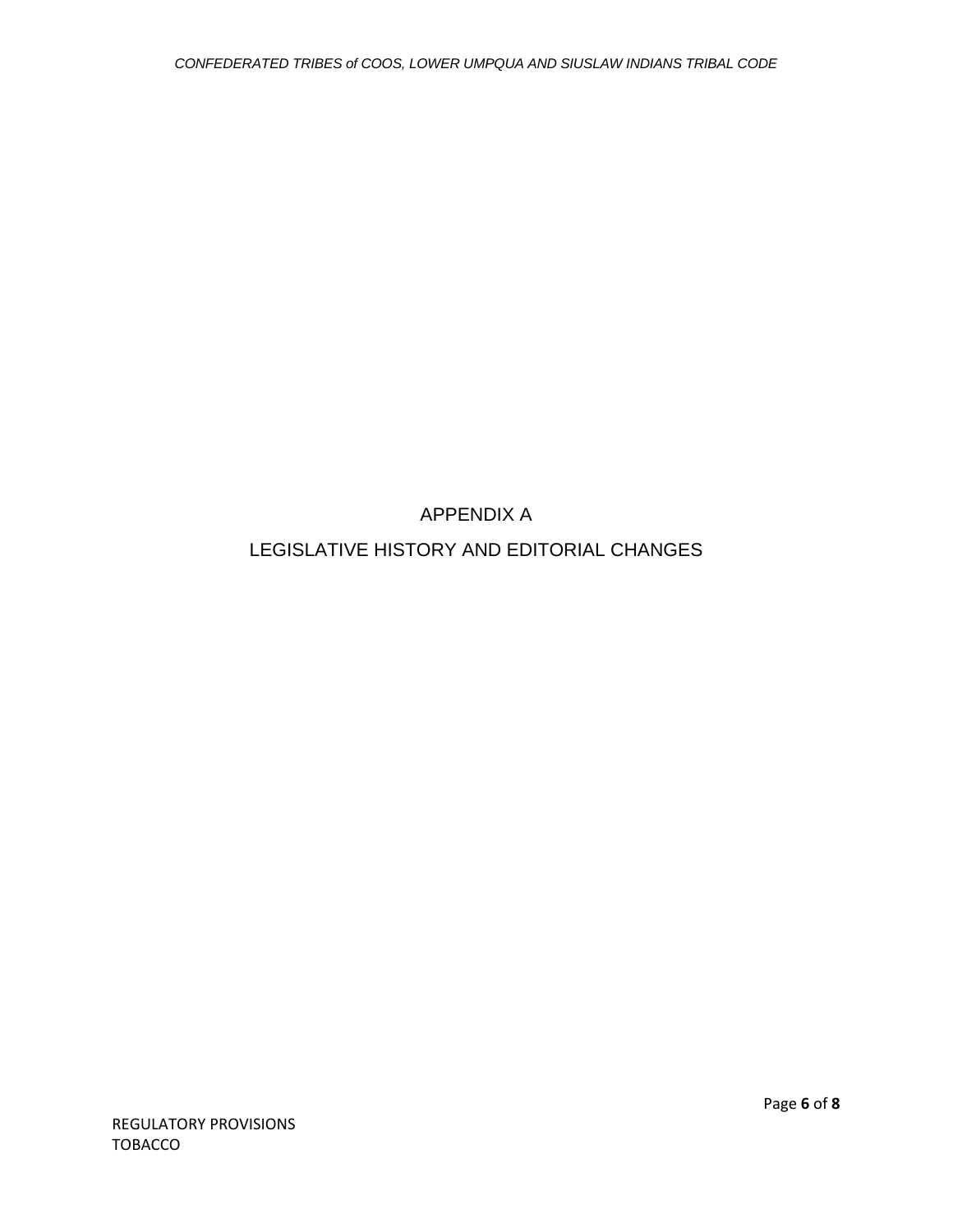# APPENDIX A

# LEGISLATIVE HISTORY AND EDITORIAL CHANGES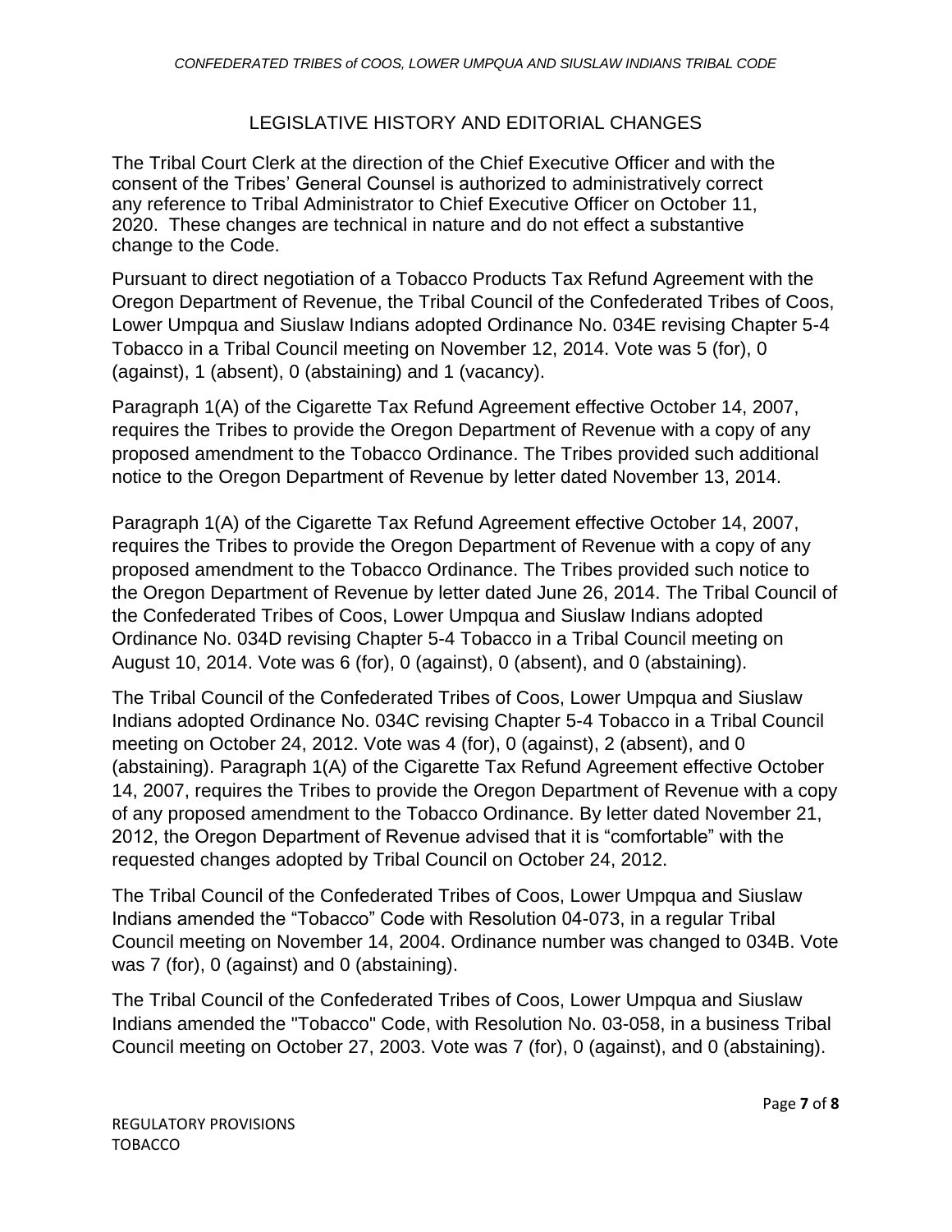## LEGISLATIVE HISTORY AND EDITORIAL CHANGES

The Tribal Court Clerk at the direction of the Chief Executive Officer and with the consent of the Tribes' General Counsel is authorized to administratively correct any reference to Tribal Administrator to Chief Executive Officer on October 11, 2020. These changes are technical in nature and do not effect a substantive change to the Code.

Pursuant to direct negotiation of a Tobacco Products Tax Refund Agreement with the Oregon Department of Revenue, the Tribal Council of the Confederated Tribes of Coos, Lower Umpqua and Siuslaw Indians adopted Ordinance No. 034E revising Chapter 5-4 Tobacco in a Tribal Council meeting on November 12, 2014. Vote was 5 (for), 0 (against), 1 (absent), 0 (abstaining) and 1 (vacancy).

Paragraph 1(A) of the Cigarette Tax Refund Agreement effective October 14, 2007, requires the Tribes to provide the Oregon Department of Revenue with a copy of any proposed amendment to the Tobacco Ordinance. The Tribes provided such additional notice to the Oregon Department of Revenue by letter dated November 13, 2014.

Paragraph 1(A) of the Cigarette Tax Refund Agreement effective October 14, 2007, requires the Tribes to provide the Oregon Department of Revenue with a copy of any proposed amendment to the Tobacco Ordinance. The Tribes provided such notice to the Oregon Department of Revenue by letter dated June 26, 2014. The Tribal Council of the Confederated Tribes of Coos, Lower Umpqua and Siuslaw Indians adopted Ordinance No. 034D revising Chapter 5-4 Tobacco in a Tribal Council meeting on August 10, 2014. Vote was 6 (for), 0 (against), 0 (absent), and 0 (abstaining).

The Tribal Council of the Confederated Tribes of Coos, Lower Umpqua and Siuslaw Indians adopted Ordinance No. 034C revising Chapter 5-4 Tobacco in a Tribal Council meeting on October 24, 2012. Vote was 4 (for), 0 (against), 2 (absent), and 0 (abstaining). Paragraph 1(A) of the Cigarette Tax Refund Agreement effective October 14, 2007, requires the Tribes to provide the Oregon Department of Revenue with a copy of any proposed amendment to the Tobacco Ordinance. By letter dated November 21, 2012, the Oregon Department of Revenue advised that it is "comfortable" with the requested changes adopted by Tribal Council on October 24, 2012.

The Tribal Council of the Confederated Tribes of Coos, Lower Umpqua and Siuslaw Indians amended the "Tobacco" Code with Resolution 04-073, in a regular Tribal Council meeting on November 14, 2004. Ordinance number was changed to 034B. Vote was 7 (for), 0 (against) and 0 (abstaining).

The Tribal Council of the Confederated Tribes of Coos, Lower Umpqua and Siuslaw Indians amended the "Tobacco" Code, with Resolution No. 03-058, in a business Tribal Council meeting on October 27, 2003. Vote was 7 (for), 0 (against), and 0 (abstaining).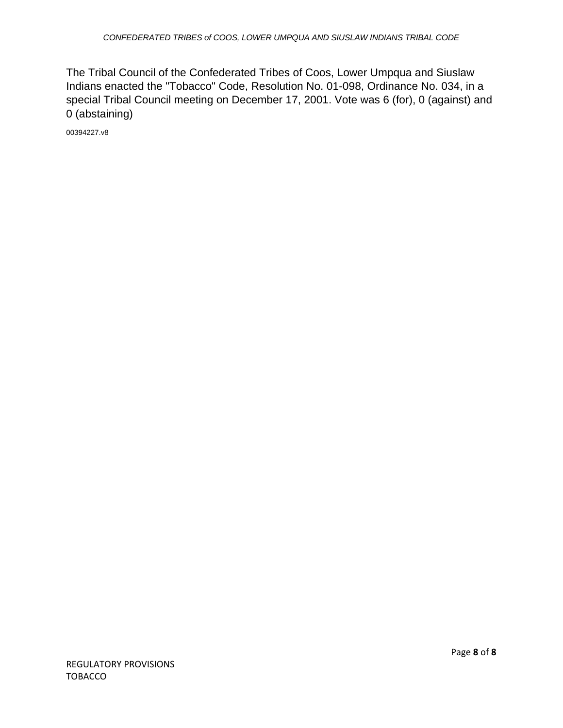The Tribal Council of the Confederated Tribes of Coos, Lower Umpqua and Siuslaw Indians enacted the "Tobacco" Code, Resolution No. 01-098, Ordinance No. 034, in a special Tribal Council meeting on December 17, 2001. Vote was 6 (for), 0 (against) and 0 (abstaining)

00394227.v8